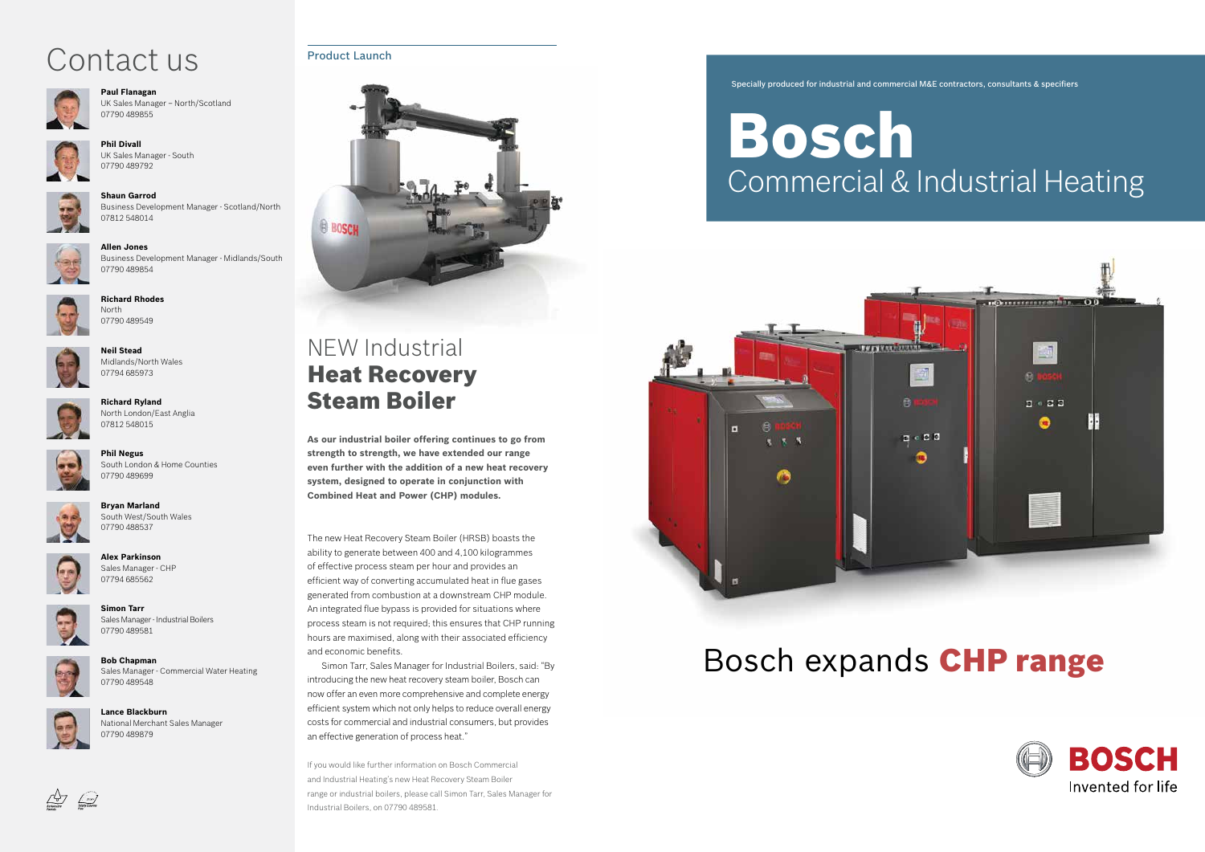# Contact us

**Paul Flanagan**
UK Sales Manager – North/Scotland
07790 489855

**Phil Divall**
UK Sales Manager - South
07790 489792

**Shaun Garrod**
Business Development Manager - Scotland/North
07812 548014

**Allen Jones**
Business Development Manager - Midlands/South
07790 489854

**Richard Rhodes**
North
07790 489549

**Neil Stead**
Midlands/North Wales
07794 685973

**Richard Ryland**
North London/East Anglia
07812 548015

**Phil Negus**
South London & Home Counties
07790 489699

**Bryan Marland**
South West/South Wales
07790 488537

**Alex Parkinson**
Sales Manager - CHP
07794 685562

**Simon Tarr**
Sales Manager - Industrial Boilers
07790 489581

**Bob Chapman**
Sales Manager - Commercial Water Heating
07790 489548

**Lance Blackburn**
National Merchant Sales Manager
07790 489879

Product Launch

## NEW Industrial **Heat Recovery Steam Boiler**

**As our industrial boiler offering continues to go from strength to strength, we have extended our range even further with the addition of a new heat recovery system, designed to operate in conjunction with Combined Heat and Power (CHP) modules.**

The new Heat Recovery Steam Boiler (HRSB) boasts the ability to generate between 400 and 4,100 kilogrammes of effective process steam per hour and provides an efficient way of converting accumulated heat in flue gases generated from combustion at a downstream CHP module. An integrated flue bypass is provided for situations where process steam is not required; this ensures that CHP running hours are maximised, along with their associated efficiency and economic benefits.

Simon Tarr, Sales Manager for Industrial Boilers, said: "By introducing the new heat recovery steam boiler, Bosch can now offer an even more comprehensive and complete energy efficient system which not only helps to reduce overall energy costs for commercial and industrial consumers, but provides an effective generation of process heat."

If you would like further information on Bosch Commercial and Industrial Heating's new Heat Recovery Steam Boiler range or industrial boilers, please call Simon Tarr, Sales Manager for Industrial Boilers, on 07790 489581.

Specially produced for industrial and commercial M&E contractors, consultants & specifiers

# Bosch
## Commercial & Industrial Heating

# Bosch expands **CHP range**

BOSCH
Invented for life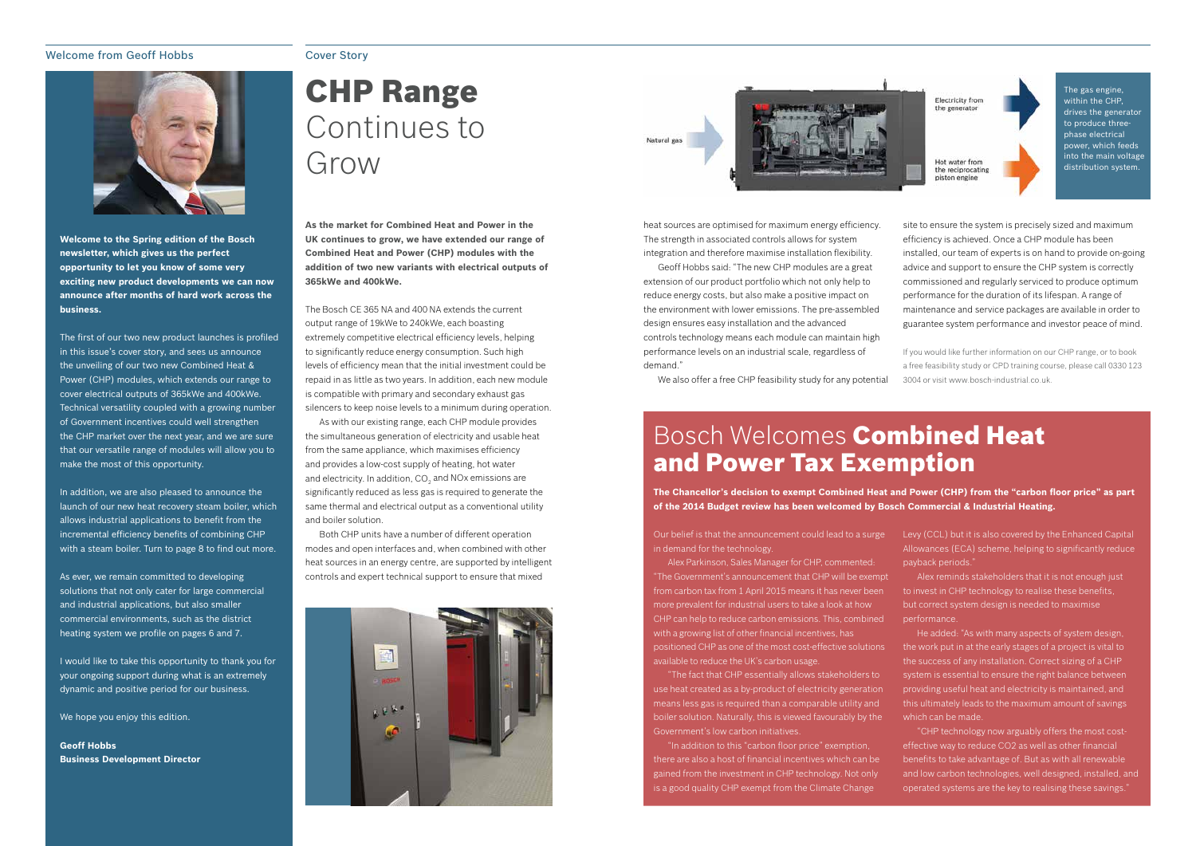## Welcome from Geoff Hobbs

**Welcome to the Spring edition of the Bosch newsletter, which gives us the perfect opportunity to let you know of some very exciting new product developments we can now announce after months of hard work across the business.**

The first of our two new product launches is profiled in this issue's cover story, and sees us announce the unveiling of our two new Combined Heat & Power (CHP) modules, which extends our range to cover electrical outputs of 365kWe and 400kWe. Technical versatility coupled with a growing number of Government incentives could well strengthen the CHP market over the next year, and we are sure that our versatile range of modules will allow you to make the most of this opportunity.

In addition, we are also pleased to announce the launch of our new heat recovery steam boiler, which allows industrial applications to benefit from the incremental efficiency benefits of combining CHP with a steam boiler. Turn to page 8 to find out more.

As ever, we remain committed to developing solutions that not only cater for large commercial and industrial applications, but also smaller commercial environments, such as the district heating system we profile on pages 6 and 7.

I would like to take this opportunity to thank you for your ongoing support during what is an extremely dynamic and positive period for our business.

We hope you enjoy this edition.

**Geoff Hobbs**
**Business Development Director**

## Cover Story

# **CHP Range** Continues to Grow

**As the market for Combined Heat and Power in the UK continues to grow, we have extended our range of Combined Heat and Power (CHP) modules with the addition of two new variants with electrical outputs of 365kWe and 400kWe.**

The Bosch CE 365 NA and 400 NA extends the current output range of 19kWe to 240kWe, each boasting extremely competitive electrical efficiency levels, helping to significantly reduce energy consumption. Such high levels of efficiency mean that the initial investment could be repaid in as little as two years. In addition, each new module is compatible with primary and secondary exhaust gas silencers to keep noise levels to a minimum during operation.

As with our existing range, each CHP module provides the simultaneous generation of electricity and usable heat from the same appliance, which maximises efficiency and provides a low-cost supply of heating, hot water and electricity. In addition, $CO_2$ and NOx emissions are significantly reduced as less gas is required to generate the same thermal and electrical output as a conventional utility and boiler solution.

Both CHP units have a number of different operation modes and open interfaces and, when combined with other heat sources in an energy centre, are supported by intelligent controls and expert technical support to ensure that mixed heat sources are optimised for maximum energy efficiency. The strength in associated controls allows for system integration and therefore maximise installation flexibility.

Geoff Hobbs said: "The new CHP modules are a great extension of our product portfolio which not only help to reduce energy costs, but also make a positive impact on the environment with lower emissions. The pre-assembled design ensures easy installation and the advanced controls technology means each module can maintain high performance levels on an industrial scale, regardless of demand."

We also offer a free CHP feasibility study for any potential site to ensure the system is precisely sized and maximum efficiency is achieved. Once a CHP module has been installed, our team of experts is on hand to provide on-going advice and support to ensure the CHP system is correctly commissioned and regularly serviced to produce optimum performance for the duration of its lifespan. A range of maintenance and service packages are available in order to guarantee system performance and investor peace of mind.

If you would like further information on our CHP range, or to book a free feasibility study or CPD training course, please call 0330 123 3004 or visit www.bosch-industrial.co.uk.

Natural gas

Electricity from the generator

Hot water from the reciprocating piston engine

The gas engine, within the CHP, drives the generator to produce three-phase electrical power, which feeds into the main voltage distribution system.

# Bosch Welcomes **Combined Heat and Power Tax Exemption**

**The Chancellor's decision to exempt Combined Heat and Power (CHP) from the "carbon floor price" as part of the 2014 Budget review has been welcomed by Bosch Commercial & Industrial Heating.**

Our belief is that the announcement could lead to a surge in demand for the technology.

Alex Parkinson, Sales Manager for CHP, commented: "The Government's announcement that CHP will be exempt from carbon tax from 1 April 2015 means it has never been more prevalent for industrial users to take a look at how CHP can help to reduce carbon emissions. This, combined with a growing list of other financial incentives, has positioned CHP as one of the most cost-effective solutions available to reduce the UK's carbon usage.

"The fact that CHP essentially allows stakeholders to use heat created as a by-product of electricity generation means less gas is required than a comparable utility and boiler solution. Naturally, this is viewed favourably by the Government's low carbon initiatives.

"In addition to this "carbon floor price" exemption, there are also a host of financial incentives which can be gained from the investment in CHP technology. Not only is a good quality CHP exempt from the Climate Change Levy (CCL) but it is also covered by the Enhanced Capital Allowances (ECA) scheme, helping to significantly reduce payback periods."

Alex reminds stakeholders that it is not enough just to invest in CHP technology to realise these benefits, but correct system design is needed to maximise performance.

He added: "As with many aspects of system design, the work put in at the early stages of a project is vital to the success of any installation. Correct sizing of a CHP system is essential to ensure the right balance between providing useful heat and electricity is maintained, and this ultimately leads to the maximum amount of savings which can be made.

"CHP technology now arguably offers the most cost-effective way to reduce CO2 as well as other financial benefits to take advantage of. But as with all renewable and low carbon technologies, well designed, installed, and operated systems are the key to realising these savings."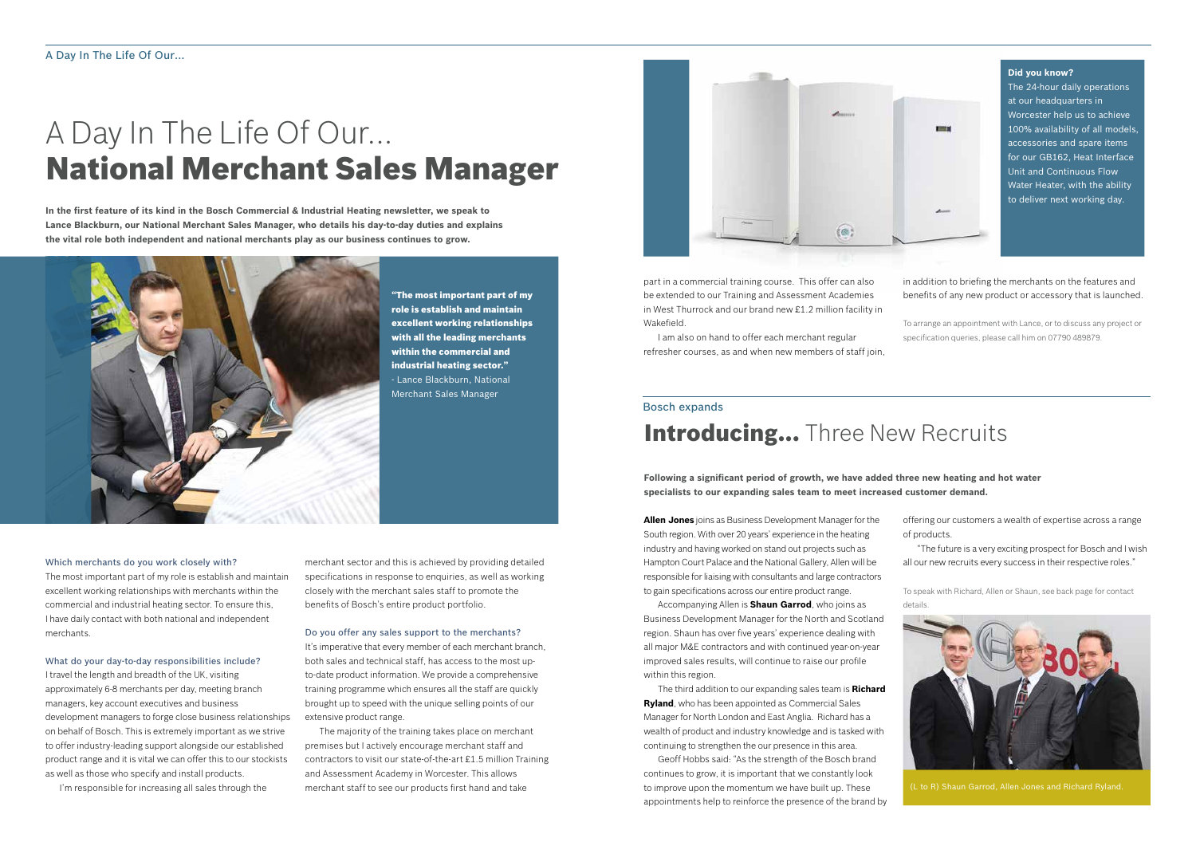A Day In The Life Of Our...

# A Day In The Life Of Our... **National Merchant Sales Manager**

**In the first feature of its kind in the Bosch Commercial & Industrial Heating newsletter, we speak to Lance Blackburn, our National Merchant Sales Manager, who details his day-to-day duties and explains the vital role both independent and national merchants play as our business continues to grow.**

**"The most important part of my role is establish and maintain excellent working relationships with all the leading merchants within the commercial and industrial heating sector."**
- Lance Blackburn, National Merchant Sales Manager

### Which merchants do you work closely with?

The most important part of my role is establish and maintain excellent working relationships with merchants within the commercial and industrial heating sector. To ensure this, I have daily contact with both national and independent merchants.

### What do your day-to-day responsibilities include?

I travel the length and breadth of the UK, visiting approximately 6-8 merchants per day, meeting branch managers, key account executives and business development managers to forge close business relationships on behalf of Bosch. This is extremely important as we strive to offer industry-leading support alongside our established product range and it is vital we can offer this to our stockists as well as those who specify and install products.

I'm responsible for increasing all sales through the merchant sector and this is achieved by providing detailed specifications in response to enquiries, as well as working closely with the merchant sales staff to promote the benefits of Bosch's entire product portfolio.

### Do you offer any sales support to the merchants?

It's imperative that every member of each merchant branch, both sales and technical staff, has access to the most up-to-date product information. We provide a comprehensive training programme which ensures all the staff are quickly brought up to speed with the unique selling points of our extensive product range.

The majority of the training takes place on merchant premises but I actively encourage merchant staff and contractors to visit our state-of-the-art £1.5 million Training and Assessment Academy in Worcester. This allows merchant staff to see our products first hand and take part in a commercial training course. This offer can also be extended to our Training and Assessment Academies in West Thurrock and our brand new £1.2 million facility in Wakefield.

I am also on hand to offer each merchant regular refresher courses, as and when new members of staff join, in addition to briefing the merchants on the features and benefits of any new product or accessory that is launched.

To arrange an appointment with Lance, or to discuss any project or specification queries, please call him on 07790 489879.

**Did you know?**
The 24-hour daily operations at our headquarters in Worcester help us to achieve 100% availability of all models, accessories and spare items for our GB162, Heat Interface Unit and Continuous Flow Water Heater, with the ability to deliver next working day.

Bosch expands

# **Introducing...** Three New Recruits

**Following a significant period of growth, we have added three new heating and hot water specialists to our expanding sales team to meet increased customer demand.**

**Allen Jones** joins as Business Development Manager for the South region. With over 20 years' experience in the heating industry and having worked on stand out projects such as Hampton Court Palace and the National Gallery, Allen will be responsible for liaising with consultants and large contractors to gain specifications across our entire product range.

Accompanying Allen is **Shaun Garrod**, who joins as Business Development Manager for the North and Scotland region. Shaun has over five years' experience dealing with all major M&E contractors and with continued year-on-year improved sales results, will continue to raise our profile within this region.

The third addition to our expanding sales team is **Richard Ryland**, who has been appointed as Commercial Sales Manager for North London and East Anglia. Richard has a wealth of product and industry knowledge and is tasked with continuing to strengthen the our presence in this area.

Geoff Hobbs said: "As the strength of the Bosch brand continues to grow, it is important that we constantly look to improve upon the momentum we have built up. These appointments help to reinforce the presence of the brand by offering our customers a wealth of expertise across a range of products.

"The future is a very exciting prospect for Bosch and I wish all our new recruits every success in their respective roles."

To speak with Richard, Allen or Shaun, see back page for contact details.

(L to R) Shaun Garrod, Allen Jones and Richard Ryland.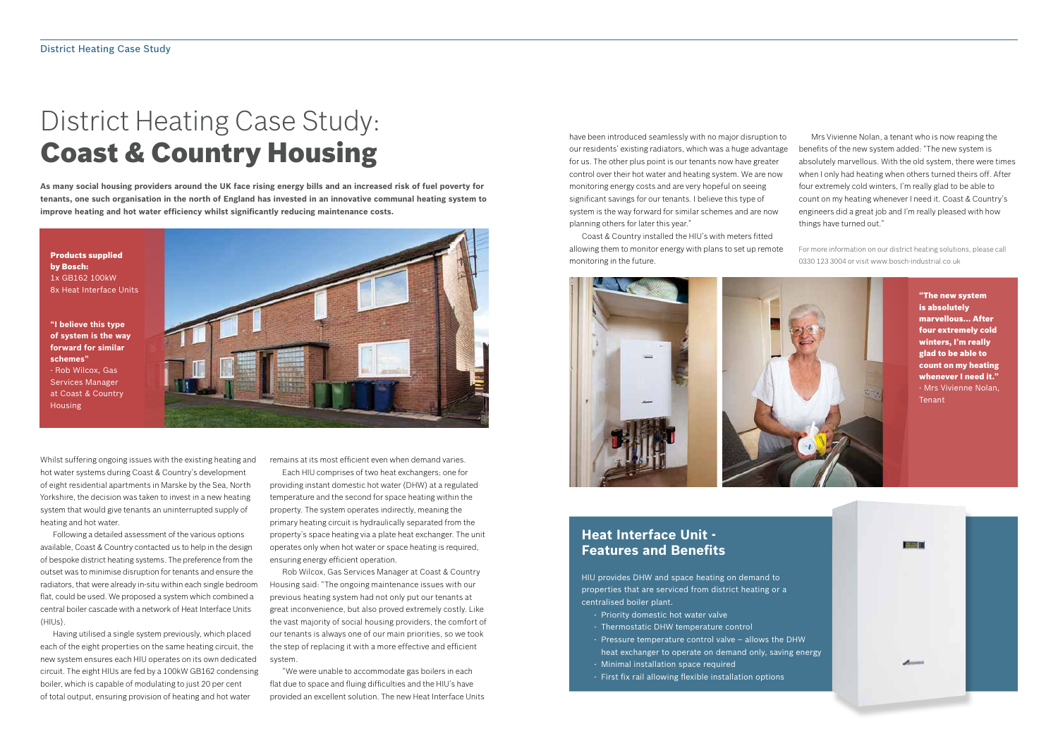# District Heating Case Study: **Coast & Country Housing**

**As many social housing providers around the UK face rising energy bills and an increased risk of fuel poverty for tenants, one such organisation in the north of England has invested in an innovative communal heating system to improve heating and hot water efficiency whilst significantly reducing maintenance costs.**

**Products supplied by Bosch:**
1x GB162 100kW
8x Heat Interface Units

**"I believe this type of system is the way forward for similar schemes"**
- Rob Wilcox, Gas Services Manager at Coast & Country Housing

Whilst suffering ongoing issues with the existing heating and hot water systems during Coast & Country's development of eight residential apartments in Marske by the Sea, North Yorkshire, the decision was taken to invest in a new heating system that would give tenants an uninterrupted supply of heating and hot water.

Following a detailed assessment of the various options available, Coast & Country contacted us to help in the design of bespoke district heating systems. The preference from the outset was to minimise disruption for tenants and ensure the radiators, that were already in-situ within each single bedroom flat, could be used. We proposed a system which combined a central boiler cascade with a network of Heat Interface Units (HIUs).

Having utilised a single system previously, which placed each of the eight properties on the same heating circuit, the new system ensures each HIU operates on its own dedicated circuit. The eight HIUs are fed by a 100kW GB162 condensing boiler, which is capable of modulating to just 20 per cent of total output, ensuring provision of heating and hot water remains at its most efficient even when demand varies.

Each HIU comprises of two heat exchangers; one for providing instant domestic hot water (DHW) at a regulated temperature and the second for space heating within the property. The system operates indirectly, meaning the primary heating circuit is hydraulically separated from the property's space heating via a plate heat exchanger. The unit operates only when hot water or space heating is required, ensuring energy efficient operation.

Rob Wilcox, Gas Services Manager at Coast & Country Housing said: "The ongoing maintenance issues with our previous heating system had not only put our tenants at great inconvenience, but also proved extremely costly. Like the vast majority of social housing providers, the comfort of our tenants is always one of our main priorities, so we took the step of replacing it with a more effective and efficient system.

"We were unable to accommodate gas boilers in each flat due to space and fluing difficulties and the HIU's have provided an excellent solution. The new Heat Interface Units have been introduced seamlessly with no major disruption to our residents' existing radiators, which was a huge advantage for us. The other plus point is our tenants now have greater control over their hot water and heating system. We are now monitoring energy costs and are very hopeful on seeing significant savings for our tenants. I believe this type of system is the way forward for similar schemes and are now planning others for later this year."

Coast & Country installed the HIU's with meters fitted allowing them to monitor energy with plans to set up remote monitoring in the future.

Mrs Vivienne Nolan, a tenant who is now reaping the benefits of the new system added: "The new system is absolutely marvellous. With the old system, there were times when I only had heating when others turned theirs off. After four extremely cold winters, I'm really glad to be able to count on my heating whenever I need it. Coast & Country's engineers did a great job and I'm really pleased with how things have turned out."

For more information on our district heating solutions, please call 0330 123 3004 or visit www.bosch-industrial.co.uk

**"The new system is absolutely marvellous... After four extremely cold winters, I'm really glad to be able to count on my heating whenever I need it."**
- Mrs Vivienne Nolan, Tenant

## Heat Interface Unit - Features and Benefits

HIU provides DHW and space heating on demand to properties that are serviced from district heating or a centralised boiler plant.

- Priority domestic hot water valve
- Thermostatic DHW temperature control
- Pressure temperature control valve – allows the DHW heat exchanger to operate on demand only, saving energy
- Minimal installation space required
- First fix rail allowing flexible installation options